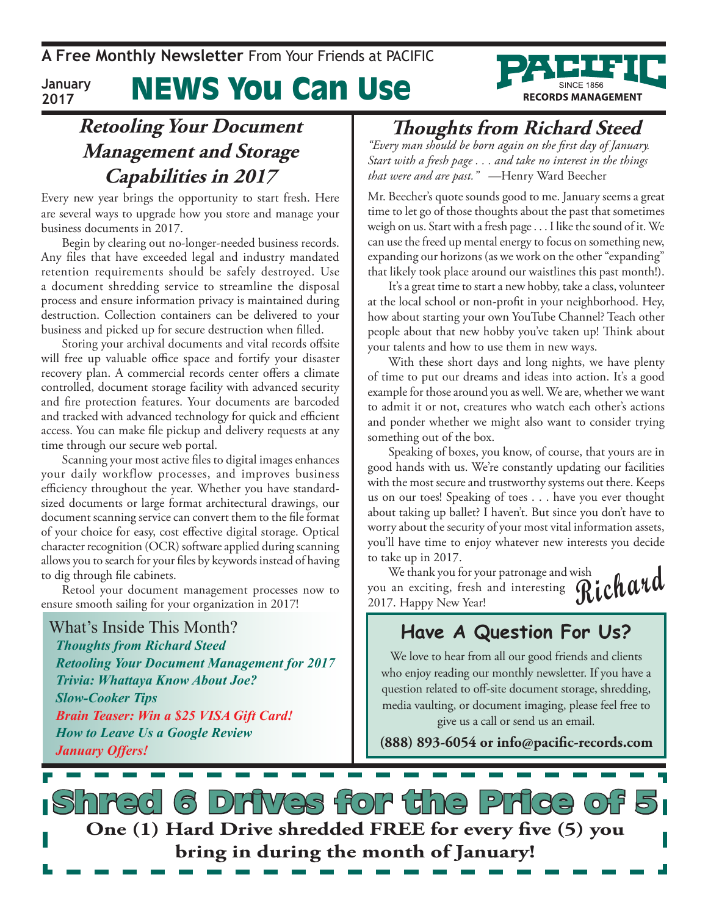**A Free Monthly Newsletter** From Your Friends at PACIFIC

January 2017

# NEWS You Can Use

PACIFIC SINCE 1856 RECORDS MANAGEMENT

## *Retooling Your Document Management and Storage Capabilities in 2017*

Every new year brings the opportunity to start fresh. Here are several ways to upgrade how you store and manage your business documents in 2017.

Begin by clearing out no-longer-needed business records. Any files that have exceeded legal and industry mandated retention requirements should be safely destroyed. Use a document shredding service to streamline the disposal process and ensure information privacy is maintained during destruction. Collection containers can be delivered to your business and picked up for secure destruction when filled.

Storing your archival documents and vital records offsite will free up valuable office space and fortify your disaster recovery plan. A commercial records center offers a climate controlled, document storage facility with advanced security and fire protection features. Your documents are barcoded and tracked with advanced technology for quick and efficient access. You can make file pickup and delivery requests at any time through our secure web portal.

Scanning your most active files to digital images enhances your daily workflow processes, and improves business efficiency throughout the year. Whether you have standard-sized documents or large format architectural drawings, our document scanning service can convert them to the file format of your choice for easy, cost effective digital storage. Optical character recognition (OCR) software applied during scanning allows you to search for your files by keywords instead of having to dig through file cabinets.

Retool your document management processes now to ensure smooth sailing for your organization in 2017!

### What's Inside This Month?

- *Thoughts from Richard Steed*
- *Retooling Your Document Management for 2017*
- *Trivia: Whattaya Know About Joe?*
- *Slow-Cooker Tips*
- *Brain Teaser: Win a $25 VISA Gift Card!*
- *How to Leave Us a Google Review*
- *January Offers!*

## *Thoughts from Richard Steed*

*"Every man should be born again on the first day of January. Start with a fresh page . . . and take no interest in the things that were and are past."* —Henry Ward Beecher

Mr. Beecher's quote sounds good to me. January seems a great time to let go of those thoughts about the past that sometimes weigh on us. Start with a fresh page . . . I like the sound of it. We can use the freed up mental energy to focus on something new, expanding our horizons (as we work on the other "expanding" that likely took place around our waistlines this past month!).

It's a great time to start a new hobby, take a class, volunteer at the local school or non-profit in your neighborhood. Hey, how about starting your own YouTube Channel? Teach other people about that new hobby you've taken up! Think about your talents and how to use them in new ways.

With these short days and long nights, we have plenty of time to put our dreams and ideas into action. It's a good example for those around you as well. We are, whether we want to admit it or not, creatures who watch each other's actions and ponder whether we might also want to consider trying something out of the box.

Speaking of boxes, you know, of course, that yours are in good hands with us. We're constantly updating our facilities with the most secure and trustworthy systems out there. Keeps us on our toes! Speaking of toes . . . have you ever thought about taking up ballet? I haven't. But since you don't have to worry about the security of your most vital information assets, you'll have time to enjoy whatever new interests you decide to take up in 2017.

We thank you for your patronage and wish you an exciting, fresh and interesting 2017. Happy New Year!

Richard

### Have A Question For Us?

We love to hear from all our good friends and clients who enjoy reading our monthly newsletter. If you have a question related to off-site document storage, shredding, media vaulting, or document imaging, please feel free to give us a call or send us an email.

**(888) 893-6054 or info@pacific-records.com**

## Shred 6 Drives for the Price of 5

**One (1) Hard Drive shredded FREE for every five (5) you bring in during the month of January!**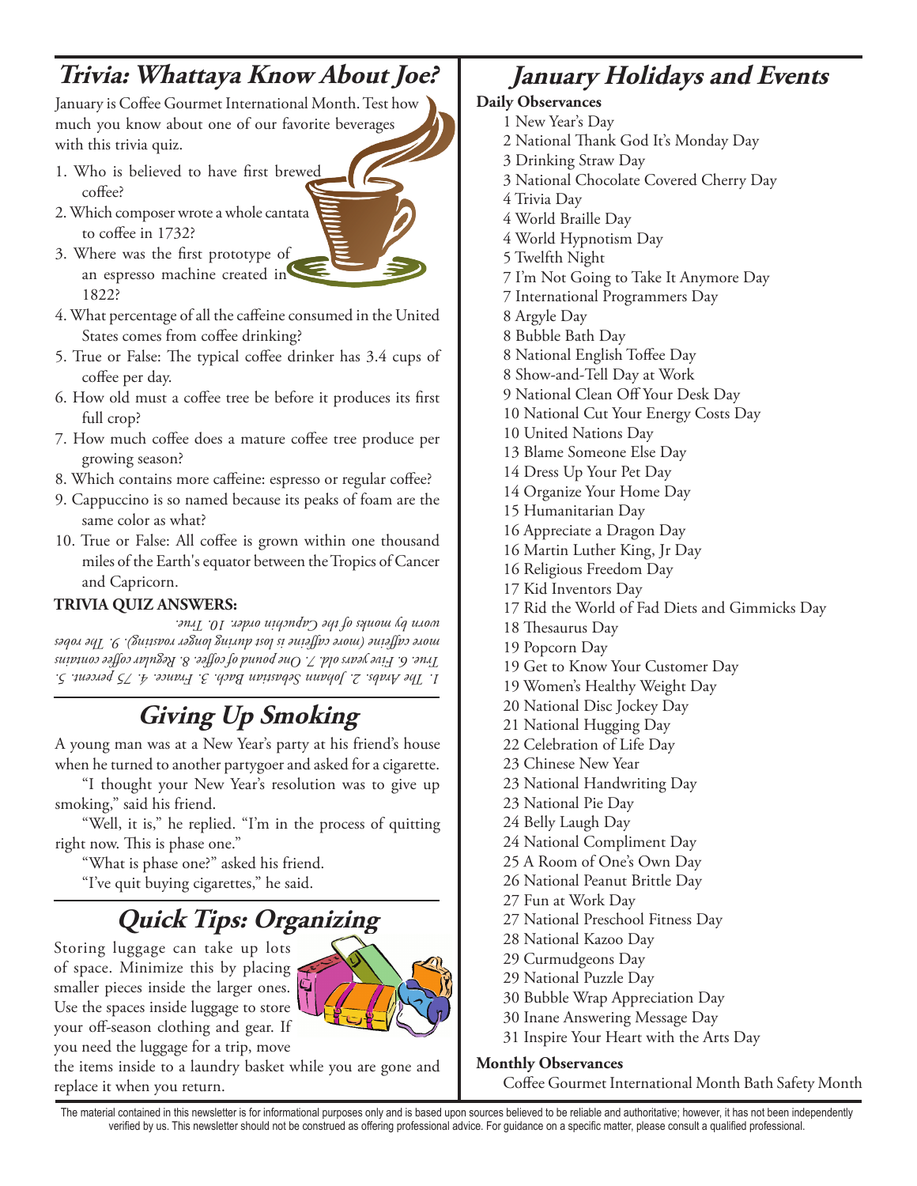## Trivia: Whattaya Know About Joe?

January is Coffee Gourmet International Month. Test how much you know about one of our favorite beverages with this trivia quiz.

1. Who is believed to have first brewed coffee?
2. Which composer wrote a whole cantata to coffee in 1732?
3. Where was the first prototype of an espresso machine created in 1822?
4. What percentage of all the caffeine consumed in the United States comes from coffee drinking?
5. True or False: The typical coffee drinker has 3.4 cups of coffee per day.
6. How old must a coffee tree be before it produces its first full crop?
7. How much coffee does a mature coffee tree produce per growing season?
8. Which contains more caffeine: espresso or regular coffee?
9. Cappuccino is so named because its peaks of foam are the same color as what?
10. True or False: All coffee is grown within one thousand miles of the Earth's equator between the Tropics of Cancer and Capricorn.

**TRIVIA QUIZ ANSWERS:**

*1. The Arabs. 2. Johann Sebastian Bach. 3. France. 4. 75 percent. 5. True. 6. Five years old. 7. One pound of coffee. 8. Regular coffee contains more caffeine (more caffeine is lost during longer roasting). 9. The robes worn by monks of the Capuchin order. 10. True.*

## Giving Up Smoking

A young man was at a New Year's party at his friend's house when he turned to another partygoer and asked for a cigarette.

"I thought your New Year's resolution was to give up smoking," said his friend.

"Well, it is," he replied. "I'm in the process of quitting right now. This is phase one."

"What is phase one?" asked his friend.

"I've quit buying cigarettes," he said.

## Quick Tips: Organizing

Storing luggage can take up lots of space. Minimize this by placing smaller pieces inside the larger ones. Use the spaces inside luggage to store your off-season clothing and gear. If you need the luggage for a trip, move the items inside to a laundry basket while you are gone and replace it when you return.

## January Holidays and Events

**Daily Observances**

1 New Year's Day
2 National Thank God It's Monday Day
3 Drinking Straw Day
3 National Chocolate Covered Cherry Day
4 Trivia Day
4 World Braille Day
4 World Hypnotism Day
5 Twelfth Night
7 I'm Not Going to Take It Anymore Day
7 International Programmers Day
8 Argyle Day
8 Bubble Bath Day
8 National English Toffee Day
8 Show-and-Tell Day at Work
9 National Clean Off Your Desk Day
10 National Cut Your Energy Costs Day
10 United Nations Day
13 Blame Someone Else Day
14 Dress Up Your Pet Day
14 Organize Your Home Day
15 Humanitarian Day
16 Appreciate a Dragon Day
16 Martin Luther King, Jr Day
16 Religious Freedom Day
17 Kid Inventors Day
17 Rid the World of Fad Diets and Gimmicks Day
18 Thesaurus Day
19 Popcorn Day
19 Get to Know Your Customer Day
19 Women's Healthy Weight Day
20 National Disc Jockey Day
21 National Hugging Day
22 Celebration of Life Day
23 Chinese New Year
23 National Handwriting Day
23 National Pie Day
24 Belly Laugh Day
24 National Compliment Day
25 A Room of One's Own Day
26 National Peanut Brittle Day
27 Fun at Work Day
27 National Preschool Fitness Day
28 National Kazoo Day
29 Curmudgeons Day
29 National Puzzle Day
30 Bubble Wrap Appreciation Day
30 Inane Answering Message Day
31 Inspire Your Heart with the Arts Day

**Monthly Observances**

Coffee Gourmet International Month Bath Safety Month

The material contained in this newsletter is for informational purposes only and is based upon sources believed to be reliable and authoritative; however, it has not been independently verified by us. This newsletter should not be construed as offering professional advice. For guidance on a specific matter, please consult a qualified professional.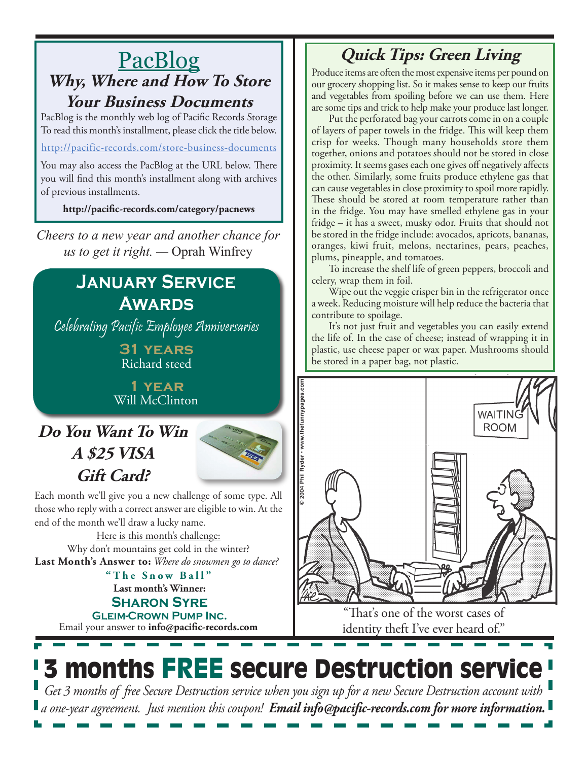# PacBlog

## *Why, Where and How To Store Your Business Documents*

PacBlog is the monthly web log of Pacific Records Storage To read this month's installment, please click the title below.

http://pacific-records.com/store-business-documents

You may also access the PacBlog at the URL below. There you will find this month's installment along with archives of previous installments.

**http://pacific-records.com/category/pacnews**

*Cheers to a new year and another chance for us to get it right.* — Oprah Winfrey

## January Service Awards

*Celebrating Pacific Employee Anniversaries*

**31 years**
Richard steed

**1 year**
Will McClinton

## *Do You Want To Win A $25 VISA Gift Card?*

Each month we'll give you a new challenge of some type. All those who reply with a correct answer are eligible to win. At the end of the month we'll draw a lucky name.

Here is this month's challenge:

Why don't mountains get cold in the winter?

**Last Month's Answer to:** *Where do snowmen go to dance?*

**"The Snow Ball"**

**Last month's Winner:**

**Sharon Syre**
**Gleim-Crown Pump Inc.**

Email your answer to **info@pacific-records.com**

## *Quick Tips: Green Living*

Produce items are often the most expensive items per pound on our grocery shopping list. So it makes sense to keep our fruits and vegetables from spoiling before we can use them. Here are some tips and trick to help make your produce last longer.

Put the perforated bag your carrots come in on a couple of layers of paper towels in the fridge. This will keep them crisp for weeks. Though many households store them together, onions and potatoes should not be stored in close proximity. It seems gases each one gives off negatively affects the other. Similarly, some fruits produce ethylene gas that can cause vegetables in close proximity to spoil more rapidly. These should be stored at room temperature rather than in the fridge. You may have smelled ethylene gas in your fridge – it has a sweet, musky odor. Fruits that should not be stored in the fridge include: avocados, apricots, bananas, oranges, kiwi fruit, melons, nectarines, pears, peaches, plums, pineapple, and tomatoes.

To increase the shelf life of green peppers, broccoli and celery, wrap them in foil.

Wipe out the veggie crisper bin in the refrigerator once a week. Reducing moisture will help reduce the bacteria that contribute to spoilage.

It's not just fruit and vegetables you can easily extend the life of. In the case of cheese; instead of wrapping it in plastic, use cheese paper or wax paper. Mushrooms should be stored in a paper bag, not plastic.

"That's one of the worst cases of identity theft I've ever heard of."

# 3 months FREE secure Destruction service

*Get 3 months of free Secure Destruction service when you sign up for a new Secure Destruction account with a one-year agreement. Just mention this coupon!* ***Email info@pacific-records.com for more information.***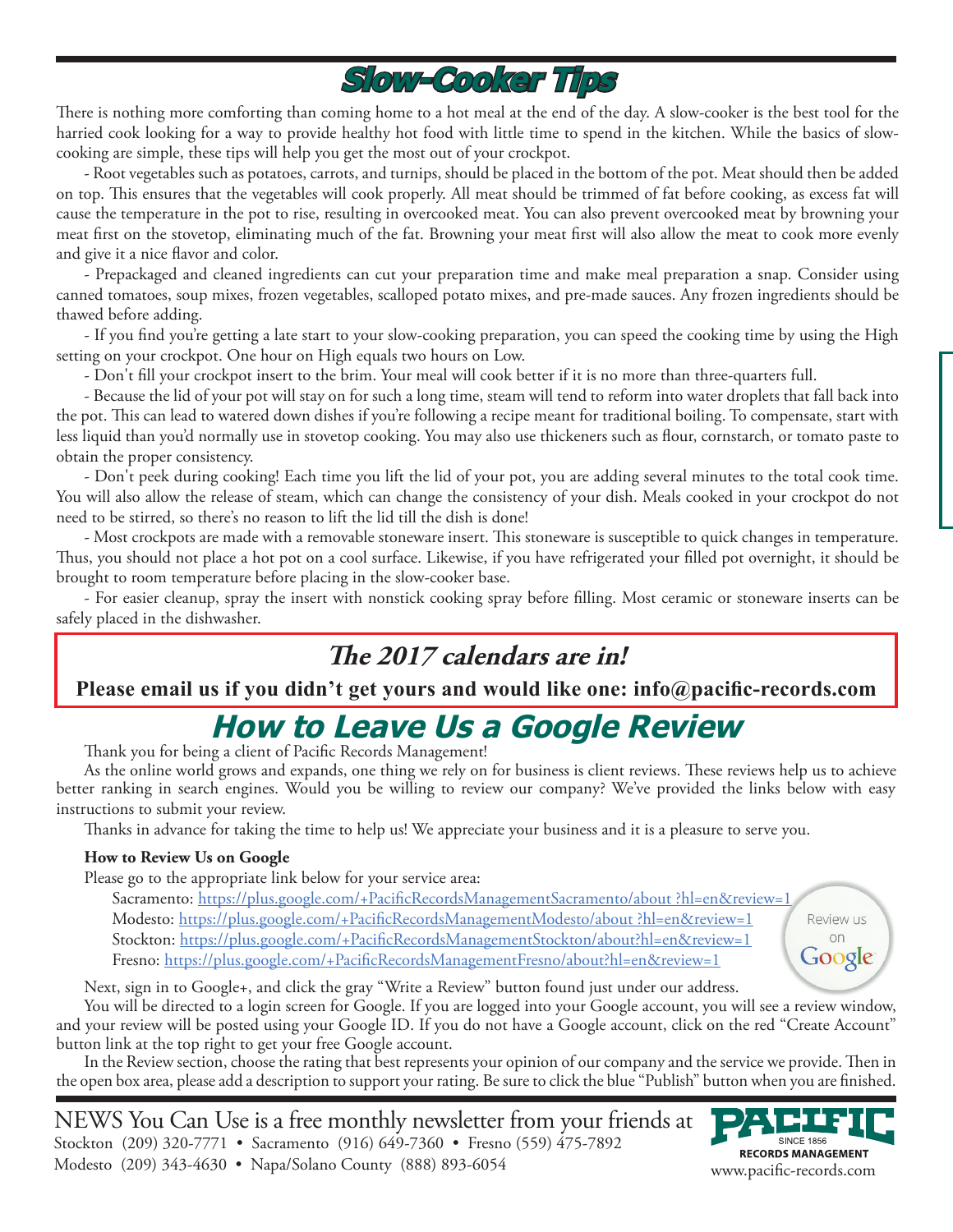# Slow-Cooker Tips

There is nothing more comforting than coming home to a hot meal at the end of the day. A slow-cooker is the best tool for the harried cook looking for a way to provide healthy hot food with little time to spend in the kitchen. While the basics of slow-cooking are simple, these tips will help you get the most out of your crockpot.

- Root vegetables such as potatoes, carrots, and turnips, should be placed in the bottom of the pot. Meat should then be added on top. This ensures that the vegetables will cook properly. All meat should be trimmed of fat before cooking, as excess fat will cause the temperature in the pot to rise, resulting in overcooked meat. You can also prevent overcooked meat by browning your meat first on the stovetop, eliminating much of the fat. Browning your meat first will also allow the meat to cook more evenly and give it a nice flavor and color.
- Prepackaged and cleaned ingredients can cut your preparation time and make meal preparation a snap. Consider using canned tomatoes, soup mixes, frozen vegetables, scalloped potato mixes, and pre-made sauces. Any frozen ingredients should be thawed before adding.
- If you find you're getting a late start to your slow-cooking preparation, you can speed the cooking time by using the High setting on your crockpot. One hour on High equals two hours on Low.
- Don't fill your crockpot insert to the brim. Your meal will cook better if it is no more than three-quarters full.
- Because the lid of your pot will stay on for such a long time, steam will tend to reform into water droplets that fall back into the pot. This can lead to watered down dishes if you're following a recipe meant for traditional boiling. To compensate, start with less liquid than you'd normally use in stovetop cooking. You may also use thickeners such as flour, cornstarch, or tomato paste to obtain the proper consistency.
- Don't peek during cooking! Each time you lift the lid of your pot, you are adding several minutes to the total cook time. You will also allow the release of steam, which can change the consistency of your dish. Meals cooked in your crockpot do not need to be stirred, so there's no reason to lift the lid till the dish is done!
- Most crockpots are made with a removable stoneware insert. This stoneware is susceptible to quick changes in temperature. Thus, you should not place a hot pot on a cool surface. Likewise, if you have refrigerated your filled pot overnight, it should be brought to room temperature before placing in the slow-cooker base.
- For easier cleanup, spray the insert with nonstick cooking spray before filling. Most ceramic or stoneware inserts can be safely placed in the dishwasher.

## *The 2017 calendars are in!*

**Please email us if you didn't get yours and would like one: info@pacific-records.com**

# How to Leave Us a Google Review

Thank you for being a client of Pacific Records Management!

As the online world grows and expands, one thing we rely on for business is client reviews. These reviews help us to achieve better ranking in search engines. Would you be willing to review our company? We've provided the links below with easy instructions to submit your review.

Thanks in advance for taking the time to help us! We appreciate your business and it is a pleasure to serve you.

**How to Review Us on Google**

Please go to the appropriate link below for your service area:

Sacramento: https://plus.google.com/+PacificRecordsManagementSacramento/about ?hl=en&review=1
Modesto: https://plus.google.com/+PacificRecordsManagementModesto/about ?hl=en&review=1
Stockton: https://plus.google.com/+PacificRecordsManagementStockton/about?hl=en&review=1
Fresno: https://plus.google.com/+PacificRecordsManagementFresno/about?hl=en&review=1

Review us on Google

Next, sign in to Google+, and click the gray "Write a Review" button found just under our address.

You will be directed to a login screen for Google. If you are logged into your Google account, you will see a review window, and your review will be posted using your Google ID. If you do not have a Google account, click on the red "Create Account" button link at the top right to get your free Google account.

In the Review section, choose the rating that best represents your opinion of our company and the service we provide. Then in the open box area, please add a description to support your rating. Be sure to click the blue "Publish" button when you are finished.

NEWS You Can Use is a free monthly newsletter from your friends at

Stockton (209) 320-7771 • Sacramento (916) 649-7360 • Fresno (559) 475-7892
Modesto (209) 343-4630 • Napa/Solano County (888) 893-6054

PACIFIC SINCE 1856 RECORDS MANAGEMENT
www.pacific-records.com